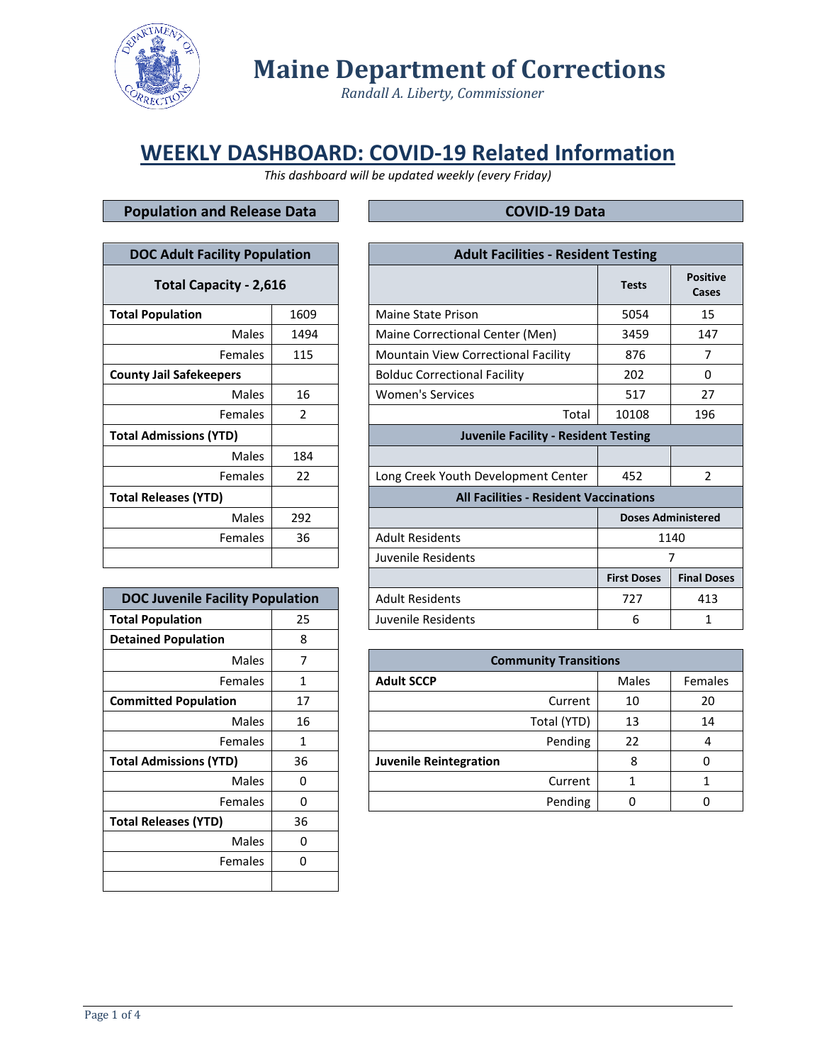# Maine Department of Corrections

*Randall A. Liberty, Commissioner*

## WEEKLY DASHBOARD: COVID-19 Related Information

*This dashboard will be updated weekly (every Friday)*

### Population and Release Data

| DOC Adult Facility Population | |
|---|---|
| **Total Capacity - 2,616** | |
| **Total Population** | 1609 |
| Males | 1494 |
| Females | 115 |
| **County Jail Safekeepers** | |
| Males | 16 |
| Females | 2 |
| **Total Admissions (YTD)** | |
| Males | 184 |
| Females | 22 |
| **Total Releases (YTD)** | |
| Males | 292 |
| Females | 36 |
| | |

| DOC Juvenile Facility Population | |
|---|---|
| **Total Population** | 25 |
| **Detained Population** | 8 |
| Males | 7 |
| Females | 1 |
| **Committed Population** | 17 |
| Males | 16 |
| Females | 1 |
| **Total Admissions (YTD)** | 36 |
| Males | 0 |
| Females | 0 |
| **Total Releases (YTD)** | 36 |
| Males | 0 |
| Females | 0 |
| | |

### COVID-19 Data

| Adult Facilities - Resident Testing | | |
|---|---|---|
| | **Tests** | **Positive Cases** |
| Maine State Prison | 5054 | 15 |
| Maine Correctional Center (Men) | 3459 | 147 |
| Mountain View Correctional Facility | 876 | 7 |
| Bolduc Correctional Facility | 202 | 0 |
| Women's Services | 517 | 27 |
| Total | 10108 | 196 |
| **Juvenile Facility - Resident Testing** | | |
| | | |
| Long Creek Youth Development Center | 452 | 2 |
| **All Facilities - Resident Vaccinations** | | |
| | **Doses Administered** | |
| Adult Residents | 1140 | |
| Juvenile Residents | 7 | |
| | **First Doses** | **Final Doses** |
| Adult Residents | 727 | 413 |
| Juvenile Residents | 6 | 1 |

| Community Transitions | | |
|---|---|---|
| **Adult SCCP** | Males | Females |
| Current | 10 | 20 |
| Total (YTD) | 13 | 14 |
| Pending | 22 | 4 |
| **Juvenile Reintegration** | 8 | 0 |
| Current | 1 | 1 |
| Pending | 0 | 0 |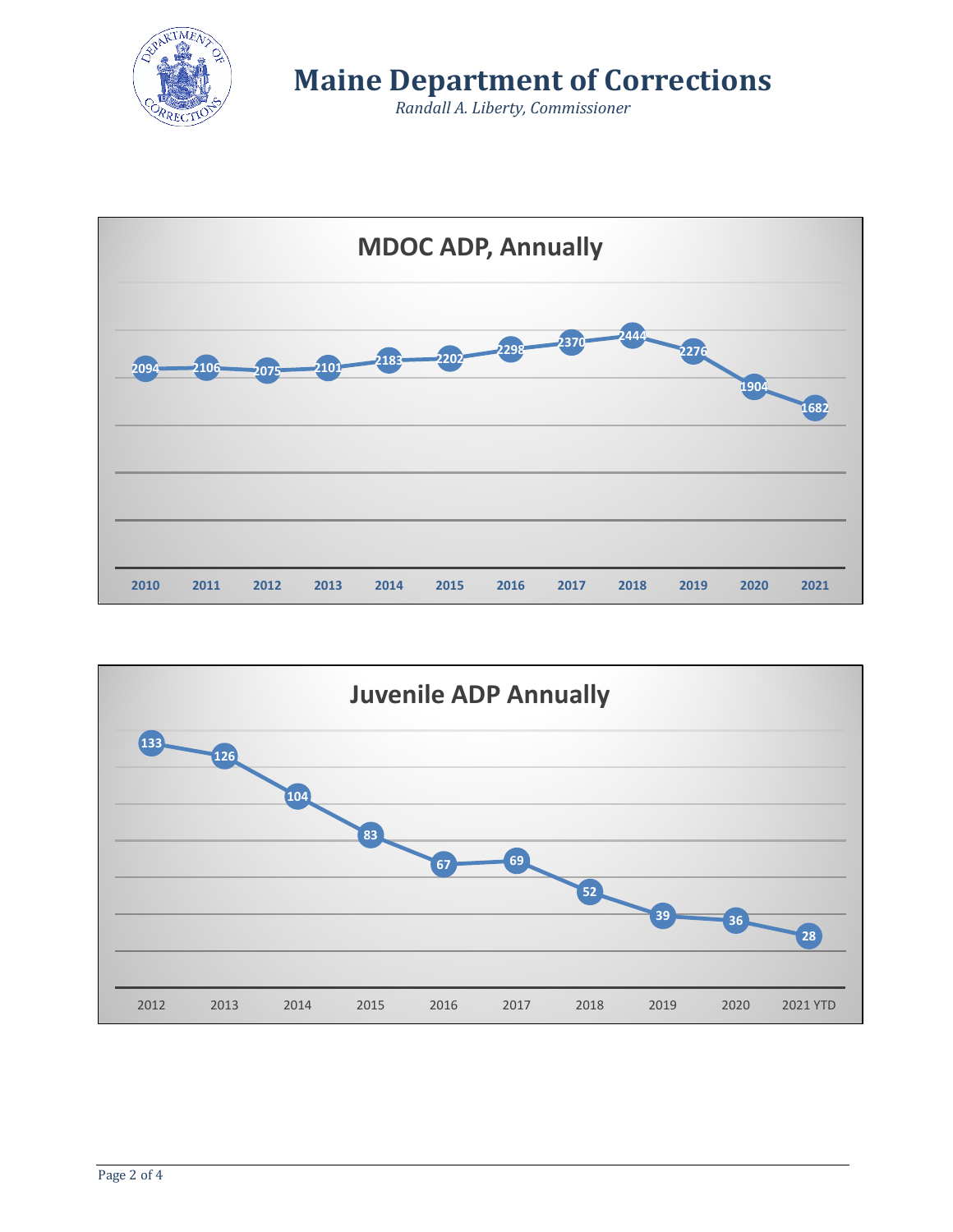# Maine Department of Corrections

*Randall A. Liberty, Commissioner*

## MDOC ADP, Annually

| Year | ADP |
|---|---|
| 2010 | 2094 |
| 2011 | 2106 |
| 2012 | 2075 |
| 2013 | 2101 |
| 2014 | 2183 |
| 2015 | 2202 |
| 2016 | 2298 |
| 2017 | 2370 |
| 2018 | 2444 |
| 2019 | 2276 |
| 2020 | 1904 |
| 2021 | 1682 |

## Juvenile ADP Annually

| Year | ADP |
|---|---|
| 2012 | 133 |
| 2013 | 126 |
| 2014 | 104 |
| 2015 | 83 |
| 2016 | 67 |
| 2017 | 69 |
| 2018 | 52 |
| 2019 | 39 |
| 2020 | 36 |
| 2021 YTD | 28 |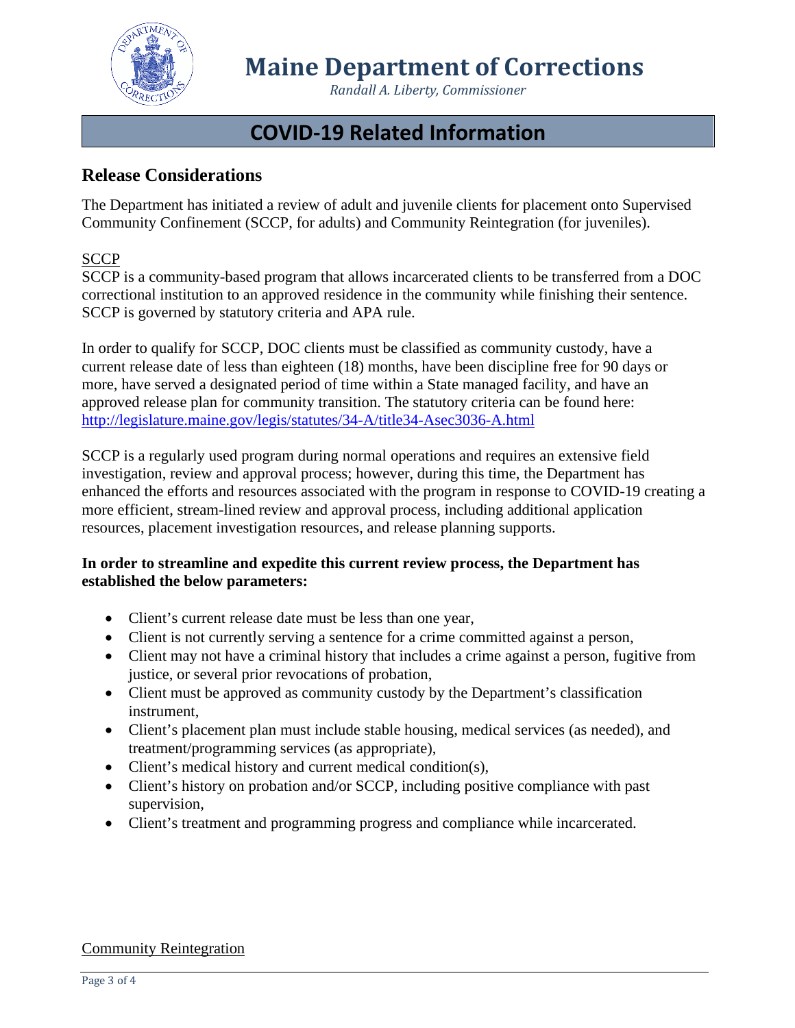# Maine Department of Corrections

*Randall A. Liberty, Commissioner*

## COVID-19 Related Information

### Release Considerations

The Department has initiated a review of adult and juvenile clients for placement onto Supervised Community Confinement (SCCP, for adults) and Community Reintegration (for juveniles).

SCCP

SCCP is a community-based program that allows incarcerated clients to be transferred from a DOC correctional institution to an approved residence in the community while finishing their sentence. SCCP is governed by statutory criteria and APA rule.

In order to qualify for SCCP, DOC clients must be classified as community custody, have a current release date of less than eighteen (18) months, have been discipline free for 90 days or more, have served a designated period of time within a State managed facility, and have an approved release plan for community transition. The statutory criteria can be found here: [http://legislature.maine.gov/legis/statutes/34-A/title34-Asec3036-A.html](http://legislature.maine.gov/legis/statutes/34-A/title34-Asec3036-A.html)

SCCP is a regularly used program during normal operations and requires an extensive field investigation, review and approval process; however, during this time, the Department has enhanced the efforts and resources associated with the program in response to COVID-19 creating a more efficient, stream-lined review and approval process, including additional application resources, placement investigation resources, and release planning supports.

**In order to streamline and expedite this current review process, the Department has established the below parameters:**

- Client's current release date must be less than one year,
- Client is not currently serving a sentence for a crime committed against a person,
- Client may not have a criminal history that includes a crime against a person, fugitive from justice, or several prior revocations of probation,
- Client must be approved as community custody by the Department's classification instrument,
- Client's placement plan must include stable housing, medical services (as needed), and treatment/programming services (as appropriate),
- Client's medical history and current medical condition(s),
- Client's history on probation and/or SCCP, including positive compliance with past supervision,
- Client's treatment and programming progress and compliance while incarcerated.

Community Reintegration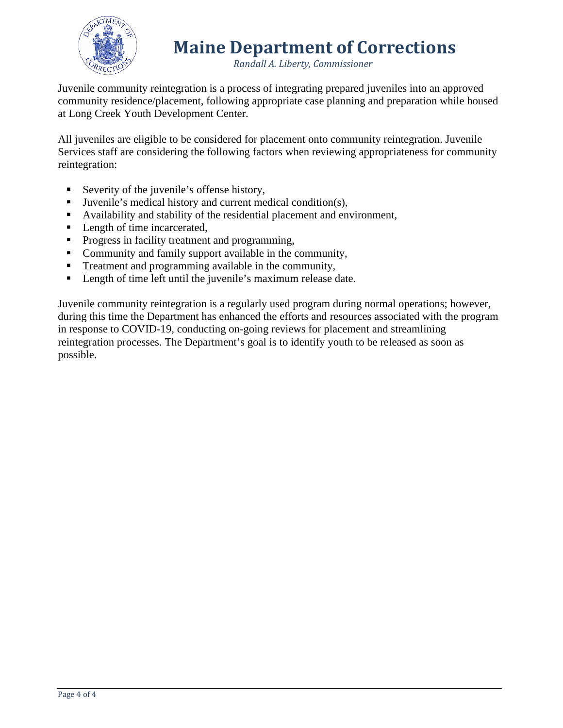# Maine Department of Corrections

*Randall A. Liberty, Commissioner*

Juvenile community reintegration is a process of integrating prepared juveniles into an approved community residence/placement, following appropriate case planning and preparation while housed at Long Creek Youth Development Center.

All juveniles are eligible to be considered for placement onto community reintegration. Juvenile Services staff are considering the following factors when reviewing appropriateness for community reintegration:

- Severity of the juvenile's offense history,
- Juvenile's medical history and current medical condition(s),
- Availability and stability of the residential placement and environment,
- Length of time incarcerated,
- Progress in facility treatment and programming,
- Community and family support available in the community,
- Treatment and programming available in the community,
- Length of time left until the juvenile's maximum release date.

Juvenile community reintegration is a regularly used program during normal operations; however, during this time the Department has enhanced the efforts and resources associated with the program in response to COVID-19, conducting on-going reviews for placement and streamlining reintegration processes. The Department's goal is to identify youth to be released as soon as possible.